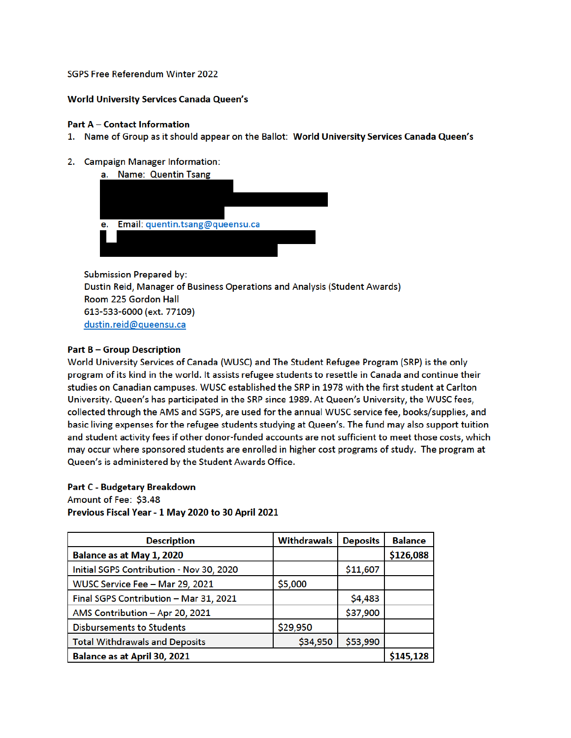SGPS Free Referendum Winter 2022

**World University Services Canada Queen's**

**Part A – Contact Information**

1. Name of Group as it should appear on the Ballot: **World University Services Canada Queen's**

2. Campaign Manager Information:
   a. Name: Quentin Tsang
   e. Email: quentin.tsang@queensu.ca

Submission Prepared by:
Dustin Reid, Manager of Business Operations and Analysis (Student Awards)
Room 225 Gordon Hall
613-533-6000 (ext. 77109)
dustin.reid@queensu.ca

**Part B – Group Description**

World University Services of Canada (WUSC) and The Student Refugee Program (SRP) is the only program of its kind in the world. It assists refugee students to resettle in Canada and continue their studies on Canadian campuses. WUSC established the SRP in 1978 with the first student at Carlton University. Queen's has participated in the SRP since 1989. At Queen's University, the WUSC fees, collected through the AMS and SGPS, are used for the annual WUSC service fee, books/supplies, and basic living expenses for the refugee students studying at Queen's. The fund may also support tuition and student activity fees if other donor-funded accounts are not sufficient to meet those costs, which may occur where sponsored students are enrolled in higher cost programs of study. The program at Queen's is administered by the Student Awards Office.

**Part C - Budgetary Breakdown**

Amount of Fee: $3.48

**Previous Fiscal Year - 1 May 2020 to 30 April 2021**

| Description | Withdrawals | Deposits | Balance |
|---|---|---|---|
| **Balance as at May 1, 2020** | | | **$126,088** |
| Initial SGPS Contribution - Nov 30, 2020 | | $11,607 | |
| WUSC Service Fee – Mar 29, 2021 | $5,000 | | |
| Final SGPS Contribution – Mar 31, 2021 | | $4,483 | |
| AMS Contribution – Apr 20, 2021 | | $37,900 | |
| Disbursements to Students | $29,950 | | |
| Total Withdrawals and Deposits | $34,950 | $53,990 | |
| **Balance as at April 30, 2021** | | | **$145,128** |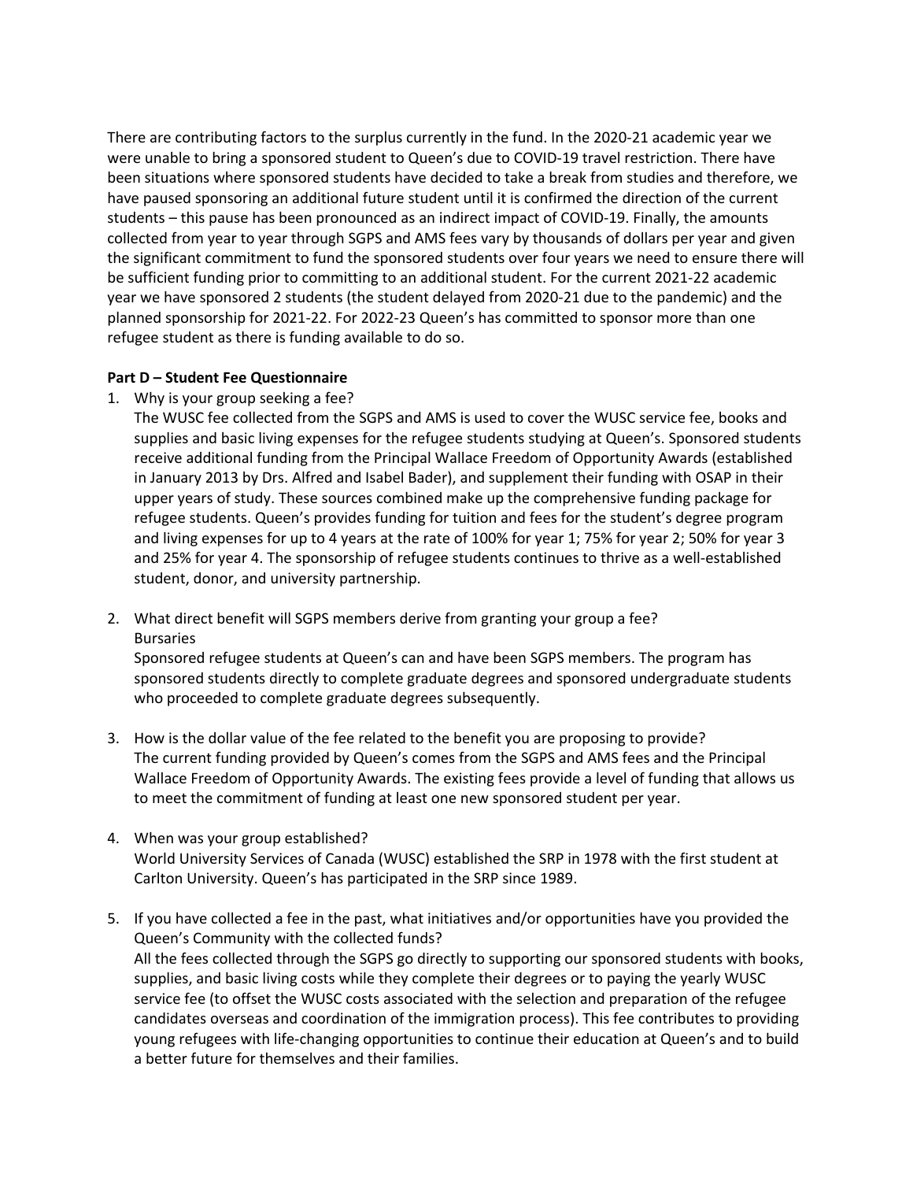There are contributing factors to the surplus currently in the fund. In the 2020-21 academic year we were unable to bring a sponsored student to Queen's due to COVID-19 travel restriction. There have been situations where sponsored students have decided to take a break from studies and therefore, we have paused sponsoring an additional future student until it is confirmed the direction of the current students – this pause has been pronounced as an indirect impact of COVID-19. Finally, the amounts collected from year to year through SGPS and AMS fees vary by thousands of dollars per year and given the significant commitment to fund the sponsored students over four years we need to ensure there will be sufficient funding prior to committing to an additional student. For the current 2021-22 academic year we have sponsored 2 students (the student delayed from 2020-21 due to the pandemic) and the planned sponsorship for 2021-22. For 2022-23 Queen's has committed to sponsor more than one refugee student as there is funding available to do so.

**Part D – Student Fee Questionnaire**

1. Why is your group seeking a fee?
   The WUSC fee collected from the SGPS and AMS is used to cover the WUSC service fee, books and supplies and basic living expenses for the refugee students studying at Queen's. Sponsored students receive additional funding from the Principal Wallace Freedom of Opportunity Awards (established in January 2013 by Drs. Alfred and Isabel Bader), and supplement their funding with OSAP in their upper years of study. These sources combined make up the comprehensive funding package for refugee students. Queen's provides funding for tuition and fees for the student's degree program and living expenses for up to 4 years at the rate of 100% for year 1; 75% for year 2; 50% for year 3 and 25% for year 4. The sponsorship of refugee students continues to thrive as a well-established student, donor, and university partnership.

2. What direct benefit will SGPS members derive from granting your group a fee?
   Bursaries
   Sponsored refugee students at Queen's can and have been SGPS members. The program has sponsored students directly to complete graduate degrees and sponsored undergraduate students who proceeded to complete graduate degrees subsequently.

3. How is the dollar value of the fee related to the benefit you are proposing to provide?
   The current funding provided by Queen's comes from the SGPS and AMS fees and the Principal Wallace Freedom of Opportunity Awards. The existing fees provide a level of funding that allows us to meet the commitment of funding at least one new sponsored student per year.

4. When was your group established?
   World University Services of Canada (WUSC) established the SRP in 1978 with the first student at Carlton University. Queen's has participated in the SRP since 1989.

5. If you have collected a fee in the past, what initiatives and/or opportunities have you provided the Queen's Community with the collected funds?
   All the fees collected through the SGPS go directly to supporting our sponsored students with books, supplies, and basic living costs while they complete their degrees or to paying the yearly WUSC service fee (to offset the WUSC costs associated with the selection and preparation of the refugee candidates overseas and coordination of the immigration process). This fee contributes to providing young refugees with life-changing opportunities to continue their education at Queen's and to build a better future for themselves and their families.